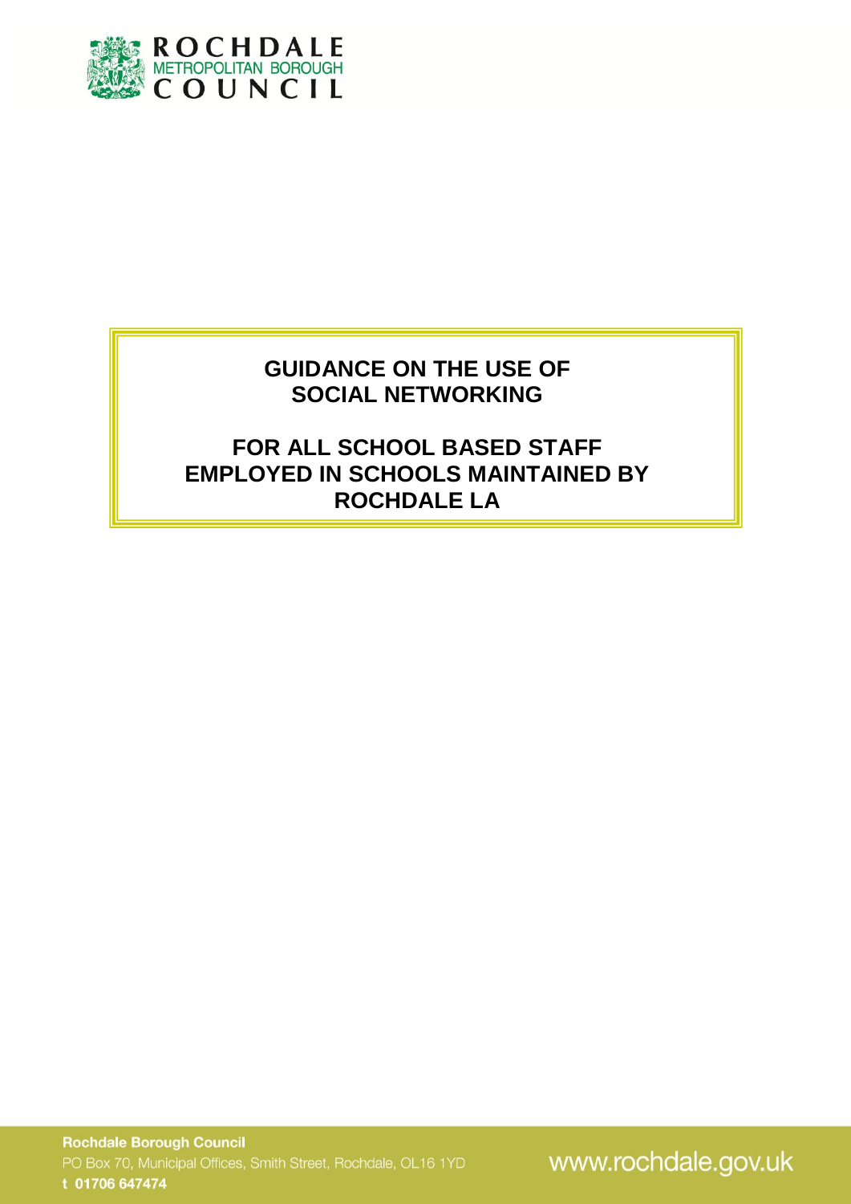ROCHDALE
METROPOLITAN BOROUGH
COUNCIL

# GUIDANCE ON THE USE OF SOCIAL NETWORKING

# FOR ALL SCHOOL BASED STAFF EMPLOYED IN SCHOOLS MAINTAINED BY ROCHDALE LA

**Rochdale Borough Council**
PO Box 70, Municipal Offices, Smith Street, Rochdale, OL16 1YD
**t 01706 647474**

www.rochdale.gov.uk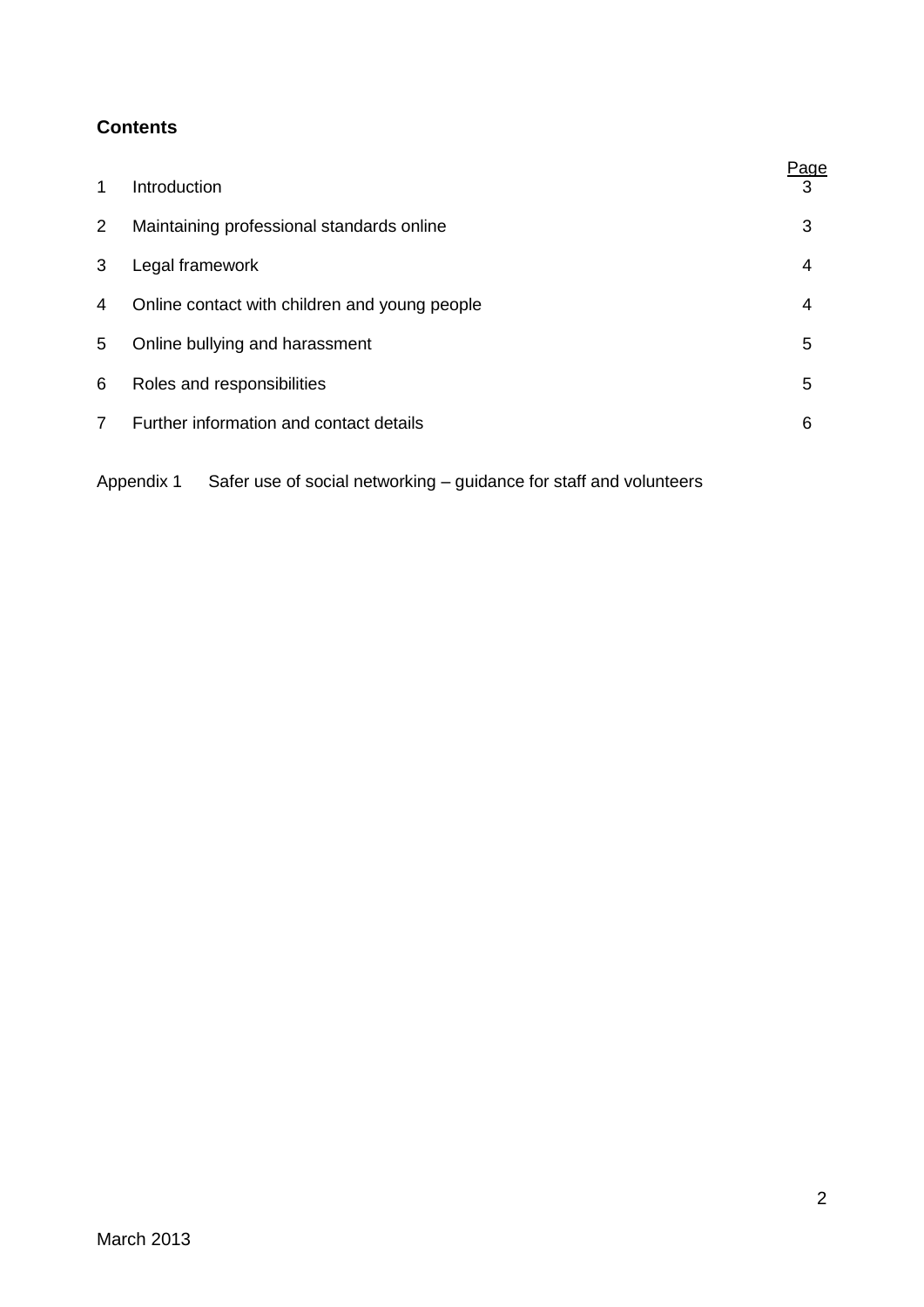## Contents

| | | Page |
|---|---|---|
| 1 | Introduction | 3 |
| 2 | Maintaining professional standards online | 3 |
| 3 | Legal framework | 4 |
| 4 | Online contact with children and young people | 4 |
| 5 | Online bullying and harassment | 5 |
| 6 | Roles and responsibilities | 5 |
| 7 | Further information and contact details | 6 |

Appendix 1 Safer use of social networking – guidance for staff and volunteers

March 2013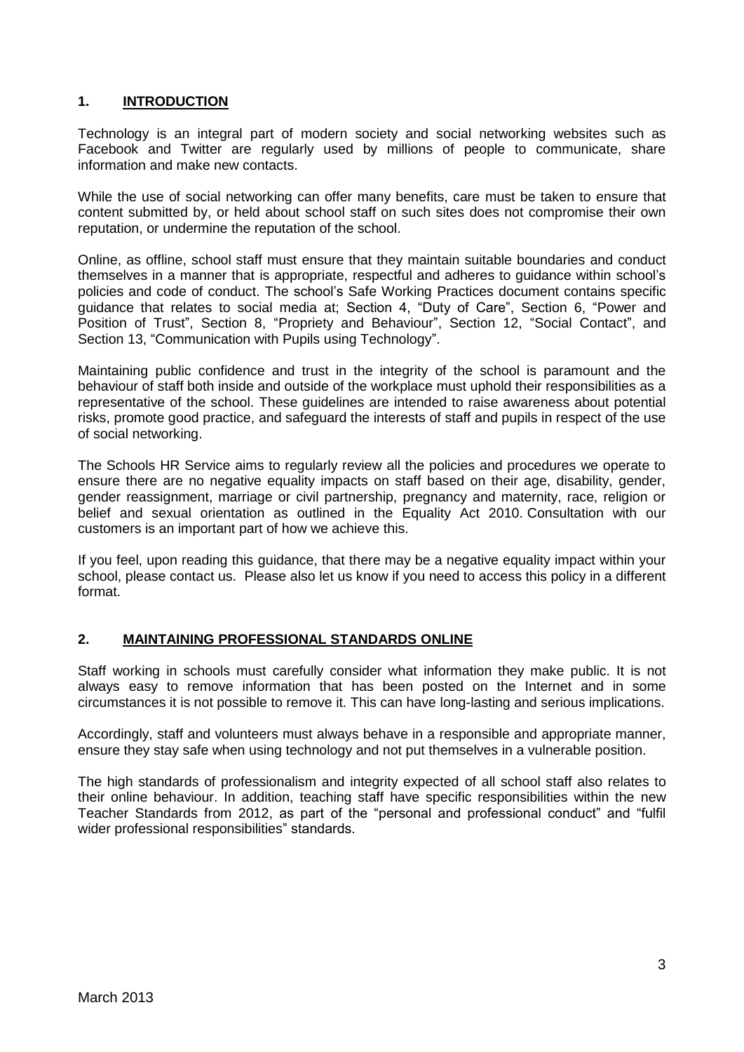## 1. INTRODUCTION

Technology is an integral part of modern society and social networking websites such as Facebook and Twitter are regularly used by millions of people to communicate, share information and make new contacts.

While the use of social networking can offer many benefits, care must be taken to ensure that content submitted by, or held about school staff on such sites does not compromise their own reputation, or undermine the reputation of the school.

Online, as offline, school staff must ensure that they maintain suitable boundaries and conduct themselves in a manner that is appropriate, respectful and adheres to guidance within school's policies and code of conduct. The school's Safe Working Practices document contains specific guidance that relates to social media at; Section 4, "Duty of Care", Section 6, "Power and Position of Trust", Section 8, "Propriety and Behaviour", Section 12, "Social Contact", and Section 13, "Communication with Pupils using Technology".

Maintaining public confidence and trust in the integrity of the school is paramount and the behaviour of staff both inside and outside of the workplace must uphold their responsibilities as a representative of the school. These guidelines are intended to raise awareness about potential risks, promote good practice, and safeguard the interests of staff and pupils in respect of the use of social networking.

The Schools HR Service aims to regularly review all the policies and procedures we operate to ensure there are no negative equality impacts on staff based on their age, disability, gender, gender reassignment, marriage or civil partnership, pregnancy and maternity, race, religion or belief and sexual orientation as outlined in the Equality Act 2010. Consultation with our customers is an important part of how we achieve this.

If you feel, upon reading this guidance, that there may be a negative equality impact within your school, please contact us. Please also let us know if you need to access this policy in a different format.

## 2. MAINTAINING PROFESSIONAL STANDARDS ONLINE

Staff working in schools must carefully consider what information they make public. It is not always easy to remove information that has been posted on the Internet and in some circumstances it is not possible to remove it. This can have long-lasting and serious implications.

Accordingly, staff and volunteers must always behave in a responsible and appropriate manner, ensure they stay safe when using technology and not put themselves in a vulnerable position.

The high standards of professionalism and integrity expected of all school staff also relates to their online behaviour. In addition, teaching staff have specific responsibilities within the new Teacher Standards from 2012, as part of the "personal and professional conduct" and "fulfil wider professional responsibilities" standards.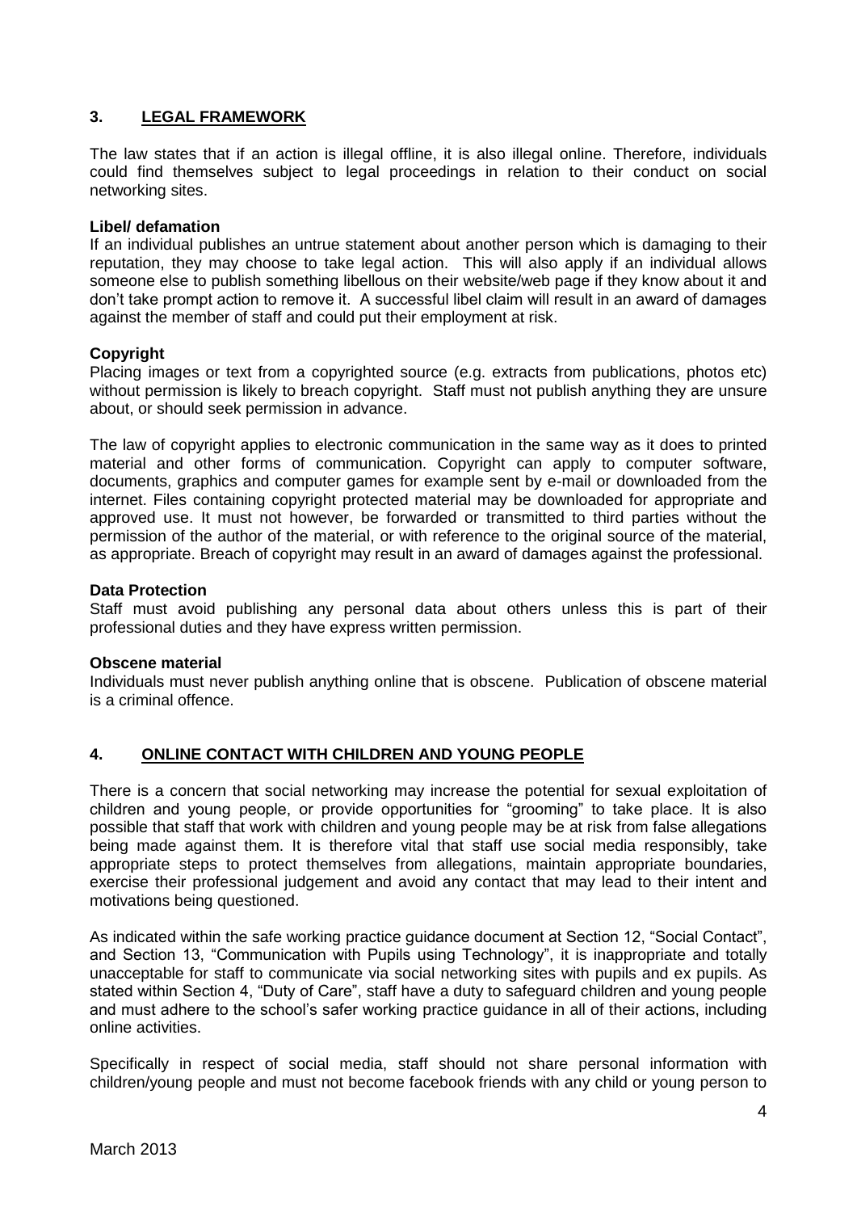## 3. LEGAL FRAMEWORK

The law states that if an action is illegal offline, it is also illegal online. Therefore, individuals could find themselves subject to legal proceedings in relation to their conduct on social networking sites.

**Libel/ defamation**

If an individual publishes an untrue statement about another person which is damaging to their reputation, they may choose to take legal action. This will also apply if an individual allows someone else to publish something libellous on their website/web page if they know about it and don't take prompt action to remove it. A successful libel claim will result in an award of damages against the member of staff and could put their employment at risk.

**Copyright**

Placing images or text from a copyrighted source (e.g. extracts from publications, photos etc) without permission is likely to breach copyright. Staff must not publish anything they are unsure about, or should seek permission in advance.

The law of copyright applies to electronic communication in the same way as it does to printed material and other forms of communication. Copyright can apply to computer software, documents, graphics and computer games for example sent by e-mail or downloaded from the internet. Files containing copyright protected material may be downloaded for appropriate and approved use. It must not however, be forwarded or transmitted to third parties without the permission of the author of the material, or with reference to the original source of the material, as appropriate. Breach of copyright may result in an award of damages against the professional.

**Data Protection**

Staff must avoid publishing any personal data about others unless this is part of their professional duties and they have express written permission.

**Obscene material**

Individuals must never publish anything online that is obscene. Publication of obscene material is a criminal offence.

## 4. ONLINE CONTACT WITH CHILDREN AND YOUNG PEOPLE

There is a concern that social networking may increase the potential for sexual exploitation of children and young people, or provide opportunities for "grooming" to take place. It is also possible that staff that work with children and young people may be at risk from false allegations being made against them. It is therefore vital that staff use social media responsibly, take appropriate steps to protect themselves from allegations, maintain appropriate boundaries, exercise their professional judgement and avoid any contact that may lead to their intent and motivations being questioned.

As indicated within the safe working practice guidance document at Section 12, "Social Contact", and Section 13, "Communication with Pupils using Technology", it is inappropriate and totally unacceptable for staff to communicate via social networking sites with pupils and ex pupils. As stated within Section 4, "Duty of Care", staff have a duty to safeguard children and young people and must adhere to the school's safer working practice guidance in all of their actions, including online activities.

Specifically in respect of social media, staff should not share personal information with children/young people and must not become facebook friends with any child or young person to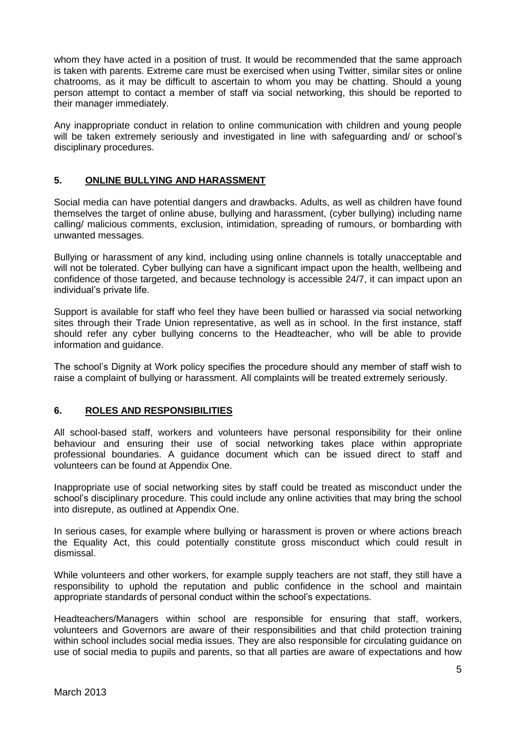whom they have acted in a position of trust. It would be recommended that the same approach is taken with parents. Extreme care must be exercised when using Twitter, similar sites or online chatrooms, as it may be difficult to ascertain to whom you may be chatting. Should a young person attempt to contact a member of staff via social networking, this should be reported to their manager immediately.

Any inappropriate conduct in relation to online communication with children and young people will be taken extremely seriously and investigated in line with safeguarding and/ or school's disciplinary procedures.

## 5. ONLINE BULLYING AND HARASSMENT

Social media can have potential dangers and drawbacks. Adults, as well as children have found themselves the target of online abuse, bullying and harassment, (cyber bullying) including name calling/ malicious comments, exclusion, intimidation, spreading of rumours, or bombarding with unwanted messages.

Bullying or harassment of any kind, including using online channels is totally unacceptable and will not be tolerated. Cyber bullying can have a significant impact upon the health, wellbeing and confidence of those targeted, and because technology is accessible 24/7, it can impact upon an individual's private life.

Support is available for staff who feel they have been bullied or harassed via social networking sites through their Trade Union representative, as well as in school. In the first instance, staff should refer any cyber bullying concerns to the Headteacher, who will be able to provide information and guidance.

The school's Dignity at Work policy specifies the procedure should any member of staff wish to raise a complaint of bullying or harassment. All complaints will be treated extremely seriously.

## 6. ROLES AND RESPONSIBILITIES

All school-based staff, workers and volunteers have personal responsibility for their online behaviour and ensuring their use of social networking takes place within appropriate professional boundaries. A guidance document which can be issued direct to staff and volunteers can be found at Appendix One.

Inappropriate use of social networking sites by staff could be treated as misconduct under the school's disciplinary procedure. This could include any online activities that may bring the school into disrepute, as outlined at Appendix One.

In serious cases, for example where bullying or harassment is proven or where actions breach the Equality Act, this could potentially constitute gross misconduct which could result in dismissal.

While volunteers and other workers, for example supply teachers are not staff, they still have a responsibility to uphold the reputation and public confidence in the school and maintain appropriate standards of personal conduct within the school's expectations.

Headteachers/Managers within school are responsible for ensuring that staff, workers, volunteers and Governors are aware of their responsibilities and that child protection training within school includes social media issues. They are also responsible for circulating guidance on use of social media to pupils and parents, so that all parties are aware of expectations and how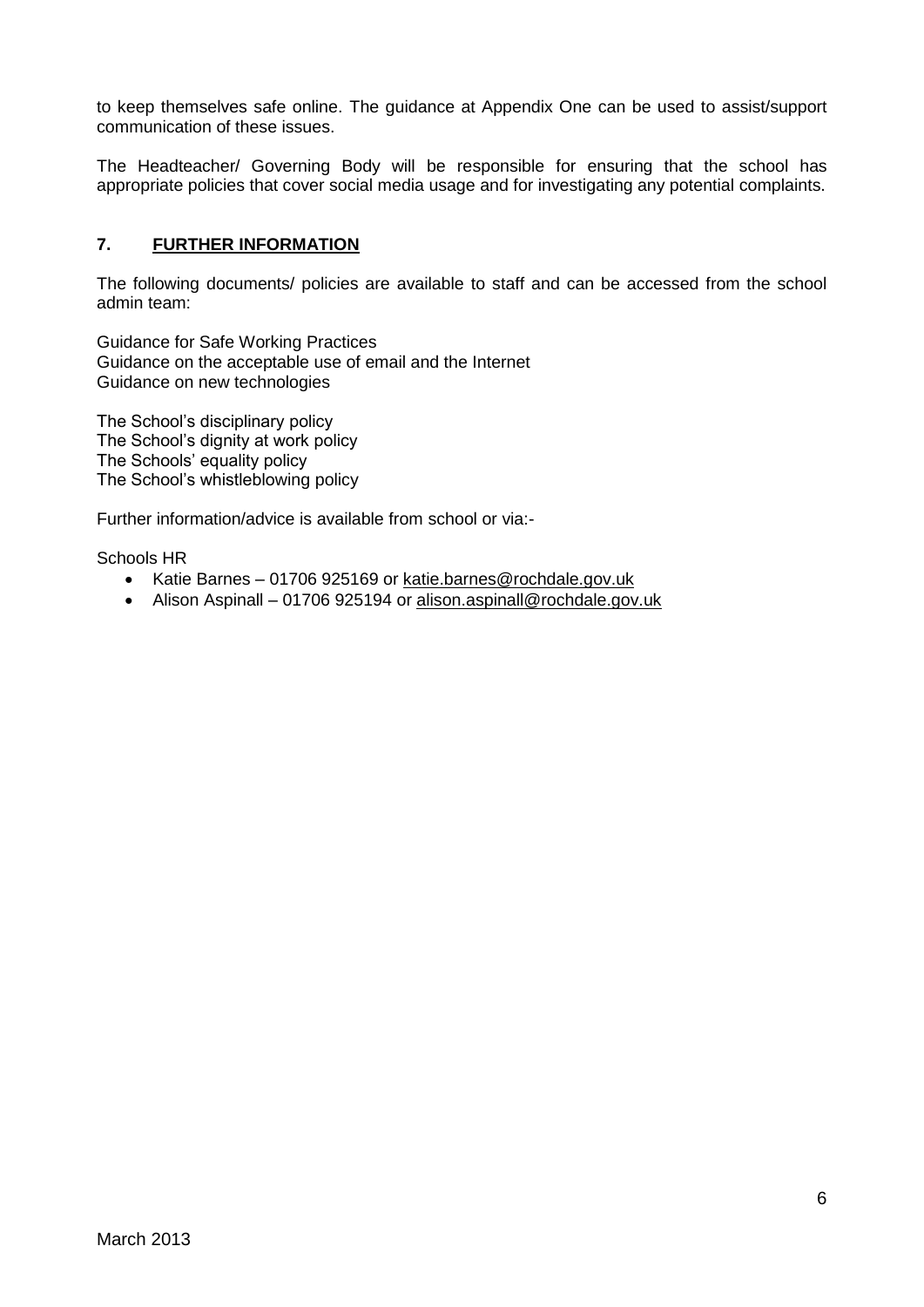to keep themselves safe online. The guidance at Appendix One can be used to assist/support communication of these issues.

The Headteacher/ Governing Body will be responsible for ensuring that the school has appropriate policies that cover social media usage and for investigating any potential complaints.

## 7. FURTHER INFORMATION

The following documents/ policies are available to staff and can be accessed from the school admin team:

Guidance for Safe Working Practices
Guidance on the acceptable use of email and the Internet
Guidance on new technologies

The School's disciplinary policy
The School's dignity at work policy
The Schools' equality policy
The School's whistleblowing policy

Further information/advice is available from school or via:-

Schools HR

- Katie Barnes – 01706 925169 or katie.barnes@rochdale.gov.uk
- Alison Aspinall – 01706 925194 or alison.aspinall@rochdale.gov.uk

March 2013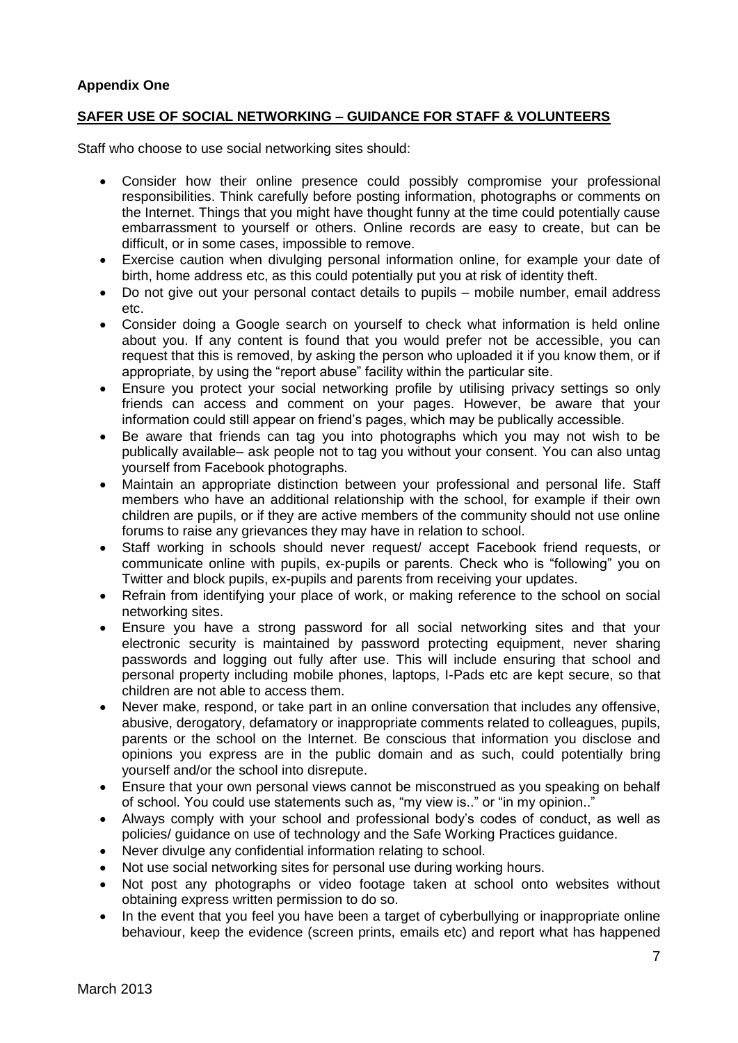**Appendix One**

**SAFER USE OF SOCIAL NETWORKING – GUIDANCE FOR STAFF & VOLUNTEERS**

Staff who choose to use social networking sites should:

- Consider how their online presence could possibly compromise your professional responsibilities. Think carefully before posting information, photographs or comments on the Internet. Things that you might have thought funny at the time could potentially cause embarrassment to yourself or others. Online records are easy to create, but can be difficult, or in some cases, impossible to remove.
- Exercise caution when divulging personal information online, for example your date of birth, home address etc, as this could potentially put you at risk of identity theft.
- Do not give out your personal contact details to pupils – mobile number, email address etc.
- Consider doing a Google search on yourself to check what information is held online about you. If any content is found that you would prefer not be accessible, you can request that this is removed, by asking the person who uploaded it if you know them, or if appropriate, by using the "report abuse" facility within the particular site.
- Ensure you protect your social networking profile by utilising privacy settings so only friends can access and comment on your pages. However, be aware that your information could still appear on friend's pages, which may be publically accessible.
- Be aware that friends can tag you into photographs which you may not wish to be publically available– ask people not to tag you without your consent. You can also untag yourself from Facebook photographs.
- Maintain an appropriate distinction between your professional and personal life. Staff members who have an additional relationship with the school, for example if their own children are pupils, or if they are active members of the community should not use online forums to raise any grievances they may have in relation to school.
- Staff working in schools should never request/ accept Facebook friend requests, or communicate online with pupils, ex-pupils or parents. Check who is "following" you on Twitter and block pupils, ex-pupils and parents from receiving your updates.
- Refrain from identifying your place of work, or making reference to the school on social networking sites.
- Ensure you have a strong password for all social networking sites and that your electronic security is maintained by password protecting equipment, never sharing passwords and logging out fully after use. This will include ensuring that school and personal property including mobile phones, laptops, I-Pads etc are kept secure, so that children are not able to access them.
- Never make, respond, or take part in an online conversation that includes any offensive, abusive, derogatory, defamatory or inappropriate comments related to colleagues, pupils, parents or the school on the Internet. Be conscious that information you disclose and opinions you express are in the public domain and as such, could potentially bring yourself and/or the school into disrepute.
- Ensure that your own personal views cannot be misconstrued as you speaking on behalf of school. You could use statements such as, "my view is.." or "in my opinion.."
- Always comply with your school and professional body's codes of conduct, as well as policies/ guidance on use of technology and the Safe Working Practices guidance.
- Never divulge any confidential information relating to school.
- Not use social networking sites for personal use during working hours.
- Not post any photographs or video footage taken at school onto websites without obtaining express written permission to do so.
- In the event that you feel you have been a target of cyberbullying or inappropriate online behaviour, keep the evidence (screen prints, emails etc) and report what has happened

March 2013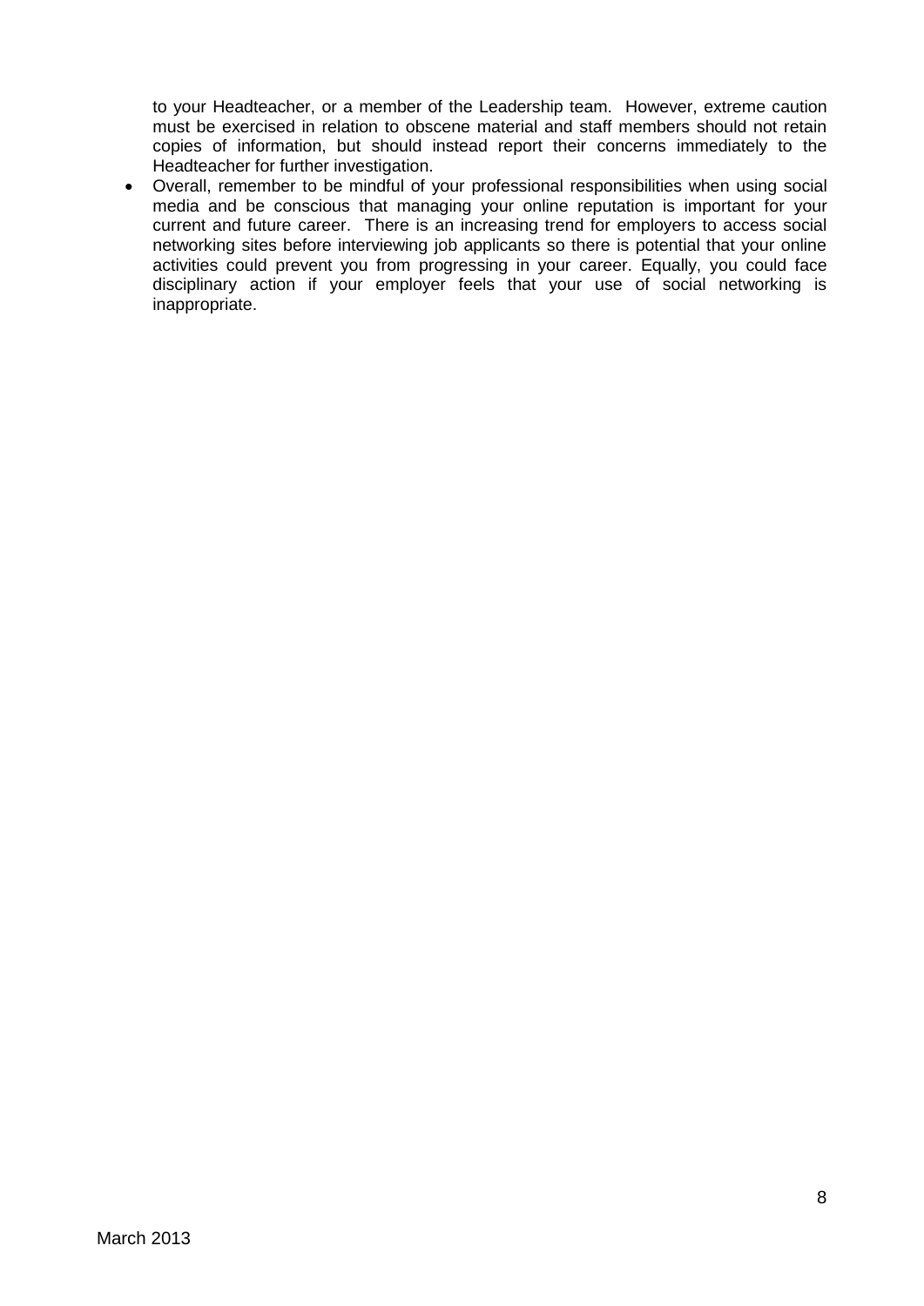to your Headteacher, or a member of the Leadership team. However, extreme caution must be exercised in relation to obscene material and staff members should not retain copies of information, but should instead report their concerns immediately to the Headteacher for further investigation.

- Overall, remember to be mindful of your professional responsibilities when using social media and be conscious that managing your online reputation is important for your current and future career. There is an increasing trend for employers to access social networking sites before interviewing job applicants so there is potential that your online activities could prevent you from progressing in your career. Equally, you could face disciplinary action if your employer feels that your use of social networking is inappropriate.